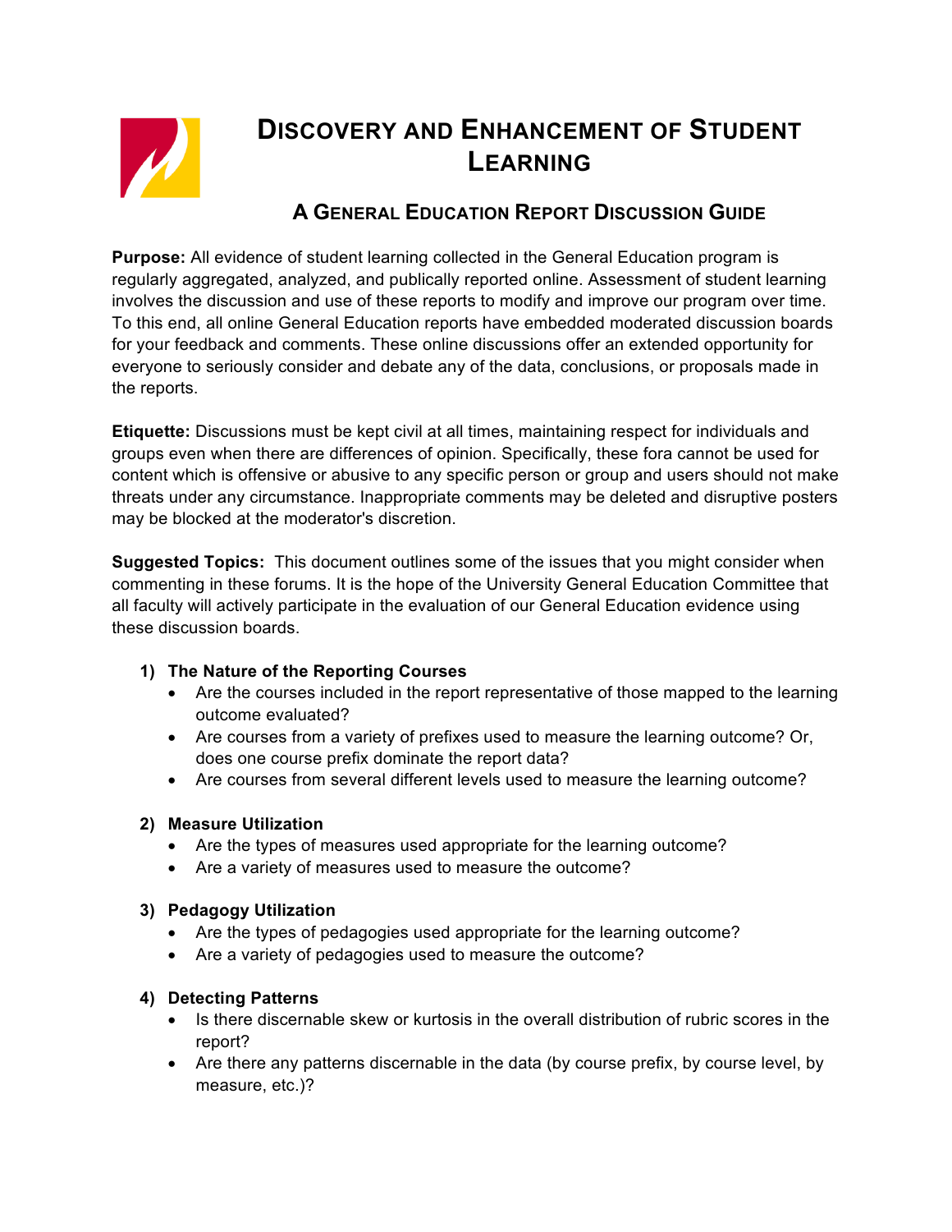# Discovery and Enhancement of Student Learning

## A General Education Report Discussion Guide

**Purpose:** All evidence of student learning collected in the General Education program is regularly aggregated, analyzed, and publically reported online. Assessment of student learning involves the discussion and use of these reports to modify and improve our program over time. To this end, all online General Education reports have embedded moderated discussion boards for your feedback and comments. These online discussions offer an extended opportunity for everyone to seriously consider and debate any of the data, conclusions, or proposals made in the reports.

**Etiquette:** Discussions must be kept civil at all times, maintaining respect for individuals and groups even when there are differences of opinion. Specifically, these fora cannot be used for content which is offensive or abusive to any specific person or group and users should not make threats under any circumstance. Inappropriate comments may be deleted and disruptive posters may be blocked at the moderator's discretion.

**Suggested Topics:** This document outlines some of the issues that you might consider when commenting in these forums. It is the hope of the University General Education Committee that all faculty will actively participate in the evaluation of our General Education evidence using these discussion boards.

1) **The Nature of the Reporting Courses**
   - Are the courses included in the report representative of those mapped to the learning outcome evaluated?
   - Are courses from a variety of prefixes used to measure the learning outcome? Or, does one course prefix dominate the report data?
   - Are courses from several different levels used to measure the learning outcome?

2) **Measure Utilization**
   - Are the types of measures used appropriate for the learning outcome?
   - Are a variety of measures used to measure the outcome?

3) **Pedagogy Utilization**
   - Are the types of pedagogies used appropriate for the learning outcome?
   - Are a variety of pedagogies used to measure the outcome?

4) **Detecting Patterns**
   - Is there discernable skew or kurtosis in the overall distribution of rubric scores in the report?
   - Are there any patterns discernable in the data (by course prefix, by course level, by measure, etc.)?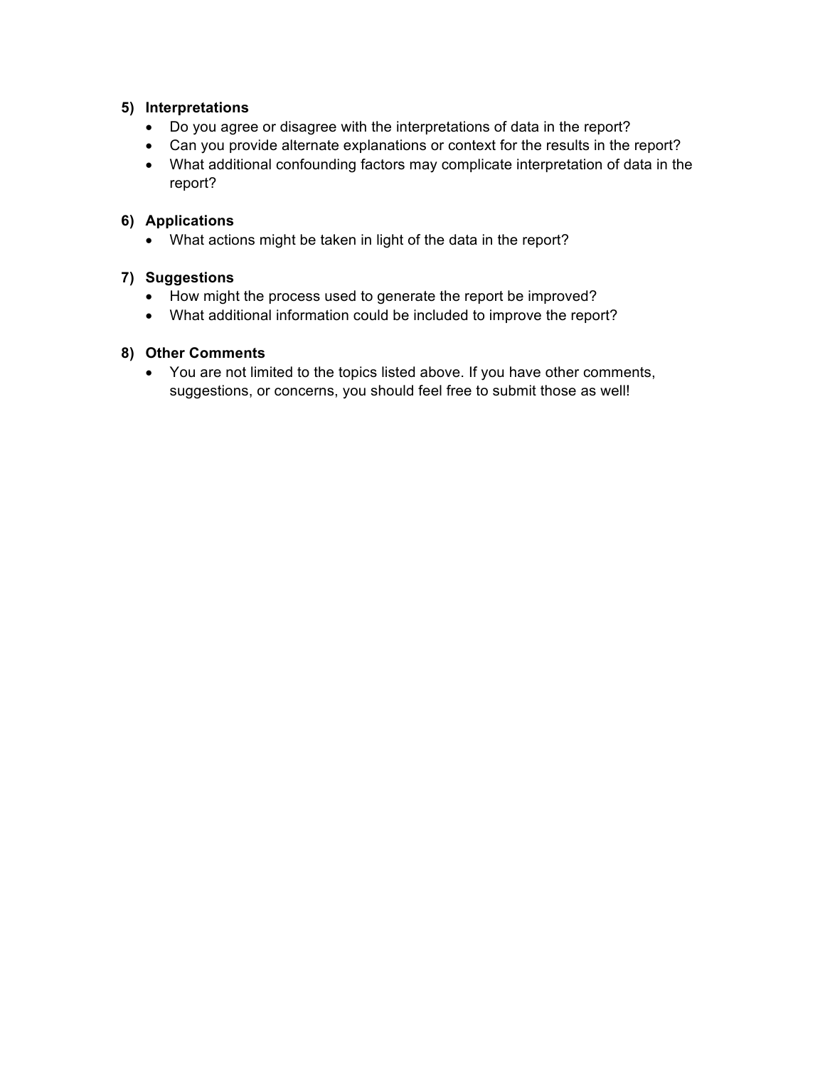**5) Interpretations**

- Do you agree or disagree with the interpretations of data in the report?
- Can you provide alternate explanations or context for the results in the report?
- What additional confounding factors may complicate interpretation of data in the report?

**6) Applications**

- What actions might be taken in light of the data in the report?

**7) Suggestions**

- How might the process used to generate the report be improved?
- What additional information could be included to improve the report?

**8) Other Comments**

- You are not limited to the topics listed above. If you have other comments, suggestions, or concerns, you should feel free to submit those as well!